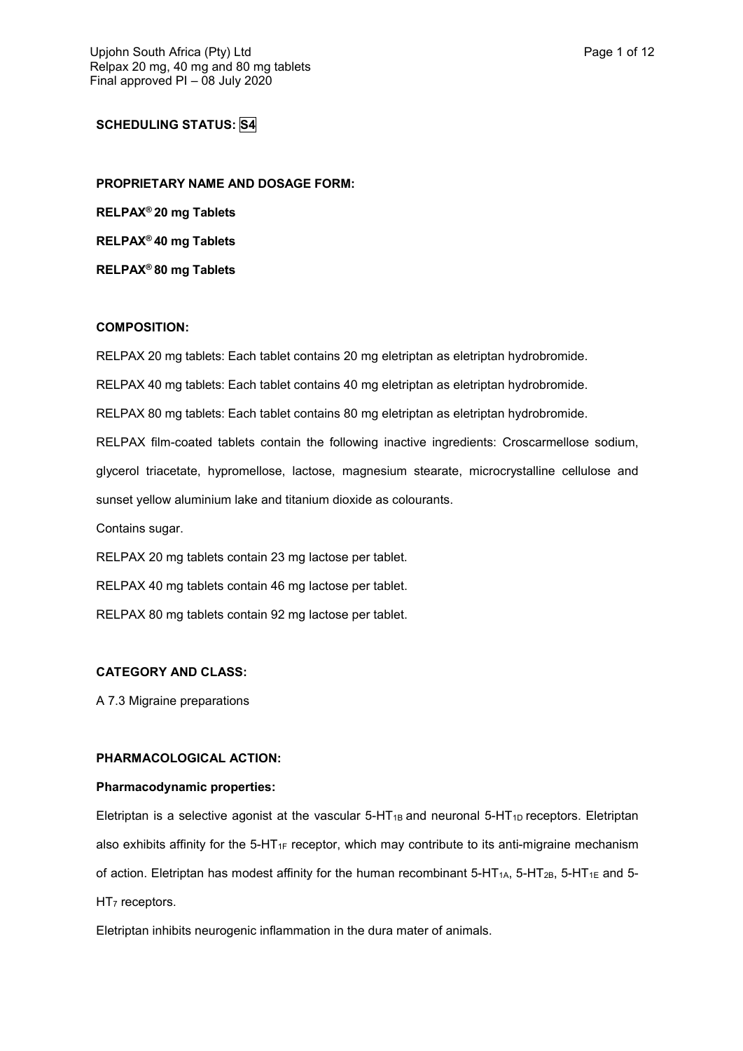**SCHEDULING STATUS: S4**

**PROPRIETARY NAME AND DOSAGE FORM:**

**RELPAX® 20 mg Tablets**

**RELPAX® 40 mg Tablets**

**RELPAX® 80 mg Tablets**

**COMPOSITION:**

RELPAX 20 mg tablets: Each tablet contains 20 mg eletriptan as eletriptan hydrobromide.

RELPAX 40 mg tablets: Each tablet contains 40 mg eletriptan as eletriptan hydrobromide.

RELPAX 80 mg tablets: Each tablet contains 80 mg eletriptan as eletriptan hydrobromide.

RELPAX film-coated tablets contain the following inactive ingredients: Croscarmellose sodium, glycerol triacetate, hypromellose, lactose, magnesium stearate, microcrystalline cellulose and sunset yellow aluminium lake and titanium dioxide as colourants.

Contains sugar.

RELPAX 20 mg tablets contain 23 mg lactose per tablet.

RELPAX 40 mg tablets contain 46 mg lactose per tablet.

RELPAX 80 mg tablets contain 92 mg lactose per tablet.

**CATEGORY AND CLASS:**

A 7.3 Migraine preparations

**PHARMACOLOGICAL ACTION:**

**Pharmacodynamic properties:**

Eletriptan is a selective agonist at the vascular $5\text{-}HT_{1B}$ and neuronal $5\text{-}HT_{1D}$ receptors. Eletriptan also exhibits affinity for the $5\text{-}HT_{1F}$ receptor, which may contribute to its anti-migraine mechanism of action. Eletriptan has modest affinity for the human recombinant $5\text{-}HT_{1A}$, $5\text{-}HT_{2B}$, $5\text{-}HT_{1E}$ and $5\text{-}HT_{7}$ receptors.

Eletriptan inhibits neurogenic inflammation in the dura mater of animals.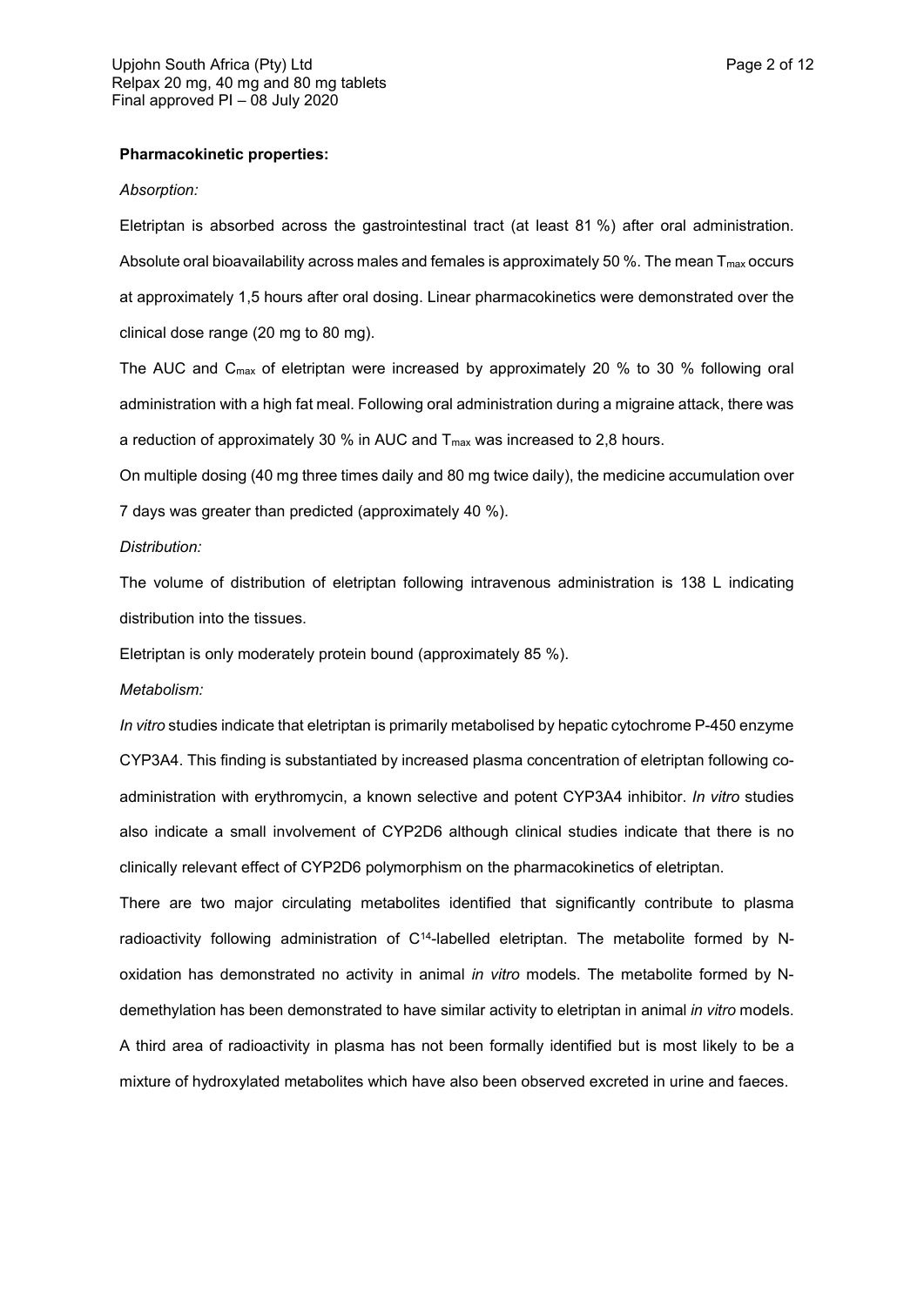**Pharmacokinetic properties:**

*Absorption:*

Eletriptan is absorbed across the gastrointestinal tract (at least 81 %) after oral administration. Absolute oral bioavailability across males and females is approximately 50 %. The mean $T_{max}$ occurs at approximately 1,5 hours after oral dosing. Linear pharmacokinetics were demonstrated over the clinical dose range (20 mg to 80 mg).

The AUC and $C_{max}$ of eletriptan were increased by approximately 20 % to 30 % following oral administration with a high fat meal. Following oral administration during a migraine attack, there was a reduction of approximately 30 % in AUC and $T_{max}$ was increased to 2,8 hours.

On multiple dosing (40 mg three times daily and 80 mg twice daily), the medicine accumulation over 7 days was greater than predicted (approximately 40 %).

*Distribution:*

The volume of distribution of eletriptan following intravenous administration is 138 L indicating distribution into the tissues.

Eletriptan is only moderately protein bound (approximately 85 %).

*Metabolism:*

*In vitro* studies indicate that eletriptan is primarily metabolised by hepatic cytochrome P-450 enzyme CYP3A4. This finding is substantiated by increased plasma concentration of eletriptan following co-administration with erythromycin, a known selective and potent CYP3A4 inhibitor. *In vitro* studies also indicate a small involvement of CYP2D6 although clinical studies indicate that there is no clinically relevant effect of CYP2D6 polymorphism on the pharmacokinetics of eletriptan.

There are two major circulating metabolites identified that significantly contribute to plasma radioactivity following administration of $C^{14}$-labelled eletriptan. The metabolite formed by N-oxidation has demonstrated no activity in animal *in vitro* models. The metabolite formed by N-demethylation has been demonstrated to have similar activity to eletriptan in animal *in vitro* models. A third area of radioactivity in plasma has not been formally identified but is most likely to be a mixture of hydroxylated metabolites which have also been observed excreted in urine and faeces.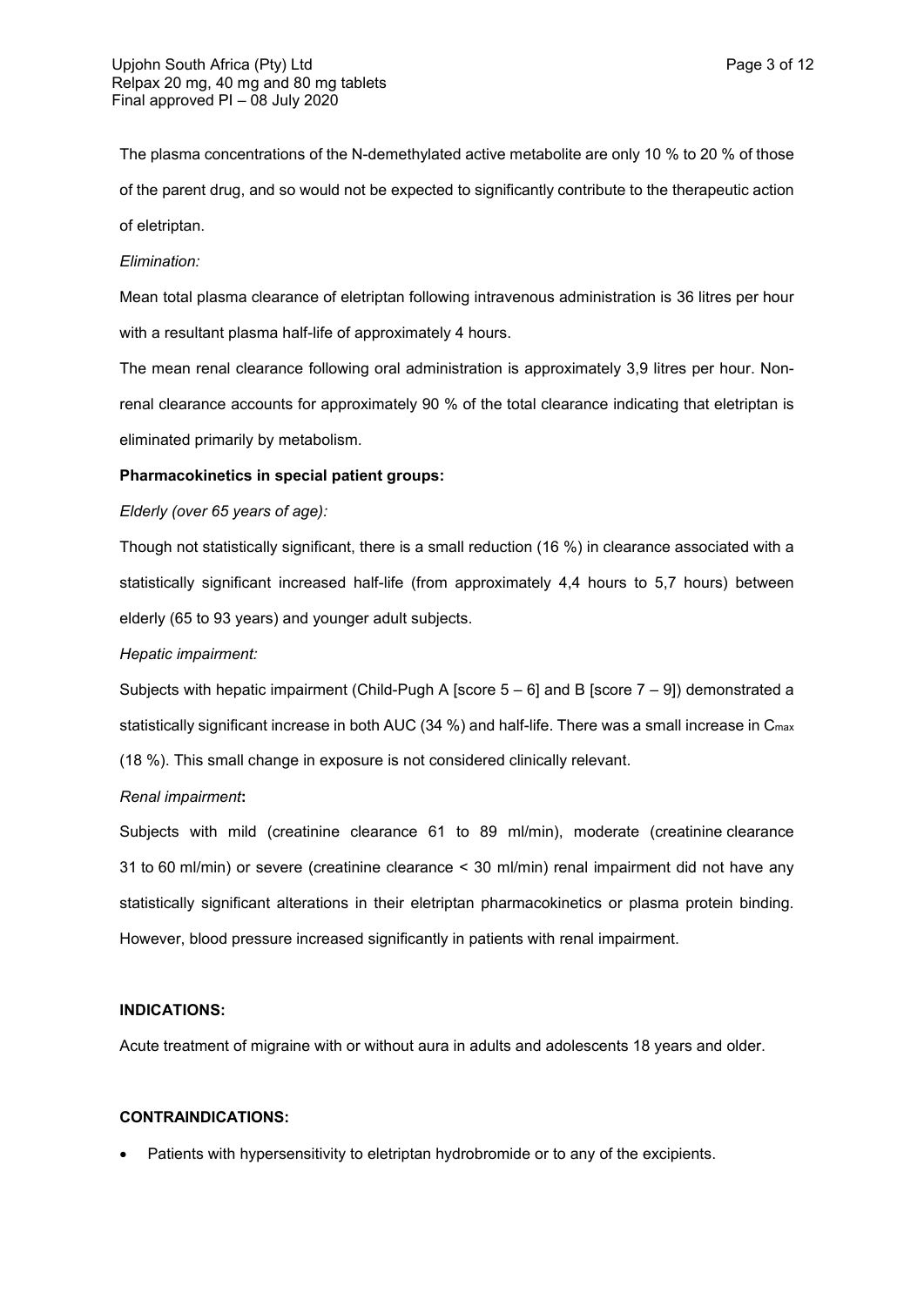The plasma concentrations of the N-demethylated active metabolite are only 10 % to 20 % of those of the parent drug, and so would not be expected to significantly contribute to the therapeutic action of eletriptan.

*Elimination:*

Mean total plasma clearance of eletriptan following intravenous administration is 36 litres per hour with a resultant plasma half-life of approximately 4 hours.

The mean renal clearance following oral administration is approximately 3,9 litres per hour. Non-renal clearance accounts for approximately 90 % of the total clearance indicating that eletriptan is eliminated primarily by metabolism.

**Pharmacokinetics in special patient groups:**

*Elderly (over 65 years of age):*

Though not statistically significant, there is a small reduction (16 %) in clearance associated with a statistically significant increased half-life (from approximately 4,4 hours to 5,7 hours) between elderly (65 to 93 years) and younger adult subjects.

*Hepatic impairment:*

Subjects with hepatic impairment (Child-Pugh A [score 5 – 6] and B [score 7 – 9]) demonstrated a statistically significant increase in both AUC (34 %) and half-life. There was a small increase in $C_{max}$ (18 %). This small change in exposure is not considered clinically relevant.

*Renal impairment***:**

Subjects with mild (creatinine clearance 61 to 89 ml/min), moderate (creatinine clearance 31 to 60 ml/min) or severe (creatinine clearance < 30 ml/min) renal impairment did not have any statistically significant alterations in their eletriptan pharmacokinetics or plasma protein binding. However, blood pressure increased significantly in patients with renal impairment.

**INDICATIONS:**

Acute treatment of migraine with or without aura in adults and adolescents 18 years and older.

**CONTRAINDICATIONS:**

- Patients with hypersensitivity to eletriptan hydrobromide or to any of the excipients.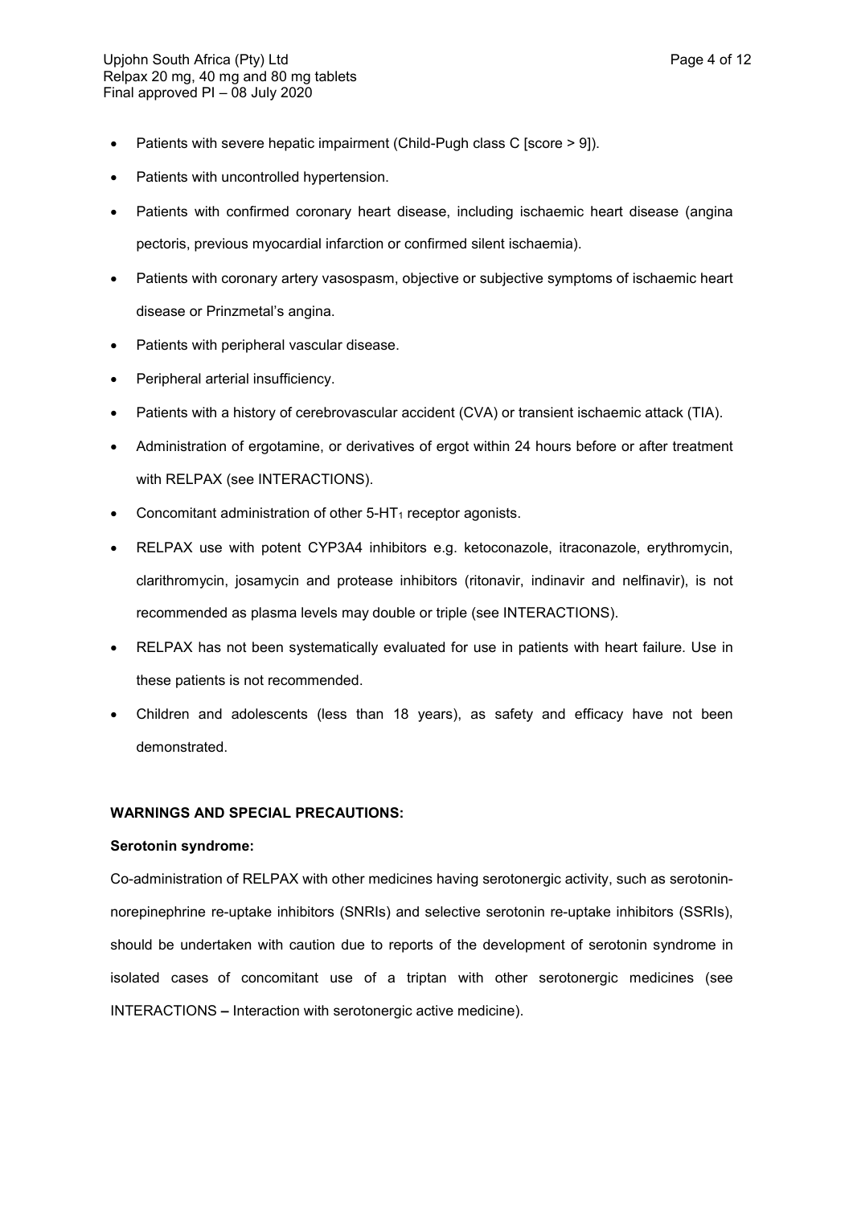- Patients with severe hepatic impairment (Child-Pugh class C [score > 9]).
- Patients with uncontrolled hypertension.
- Patients with confirmed coronary heart disease, including ischaemic heart disease (angina pectoris, previous myocardial infarction or confirmed silent ischaemia).
- Patients with coronary artery vasospasm, objective or subjective symptoms of ischaemic heart disease or Prinzmetal's angina.
- Patients with peripheral vascular disease.
- Peripheral arterial insufficiency.
- Patients with a history of cerebrovascular accident (CVA) or transient ischaemic attack (TIA).
- Administration of ergotamine, or derivatives of ergot within 24 hours before or after treatment with RELPAX (see INTERACTIONS).
- Concomitant administration of other 5-$HT_1$ receptor agonists.
- RELPAX use with potent CYP3A4 inhibitors e.g. ketoconazole, itraconazole, erythromycin, clarithromycin, josamycin and protease inhibitors (ritonavir, indinavir and nelfinavir), is not recommended as plasma levels may double or triple (see INTERACTIONS).
- RELPAX has not been systematically evaluated for use in patients with heart failure. Use in these patients is not recommended.
- Children and adolescents (less than 18 years), as safety and efficacy have not been demonstrated.

**WARNINGS AND SPECIAL PRECAUTIONS:**

**Serotonin syndrome:**

Co-administration of RELPAX with other medicines having serotonergic activity, such as serotonin-norepinephrine re-uptake inhibitors (SNRIs) and selective serotonin re-uptake inhibitors (SSRIs), should be undertaken with caution due to reports of the development of serotonin syndrome in isolated cases of concomitant use of a triptan with other serotonergic medicines (see INTERACTIONS **–** Interaction with serotonergic active medicine).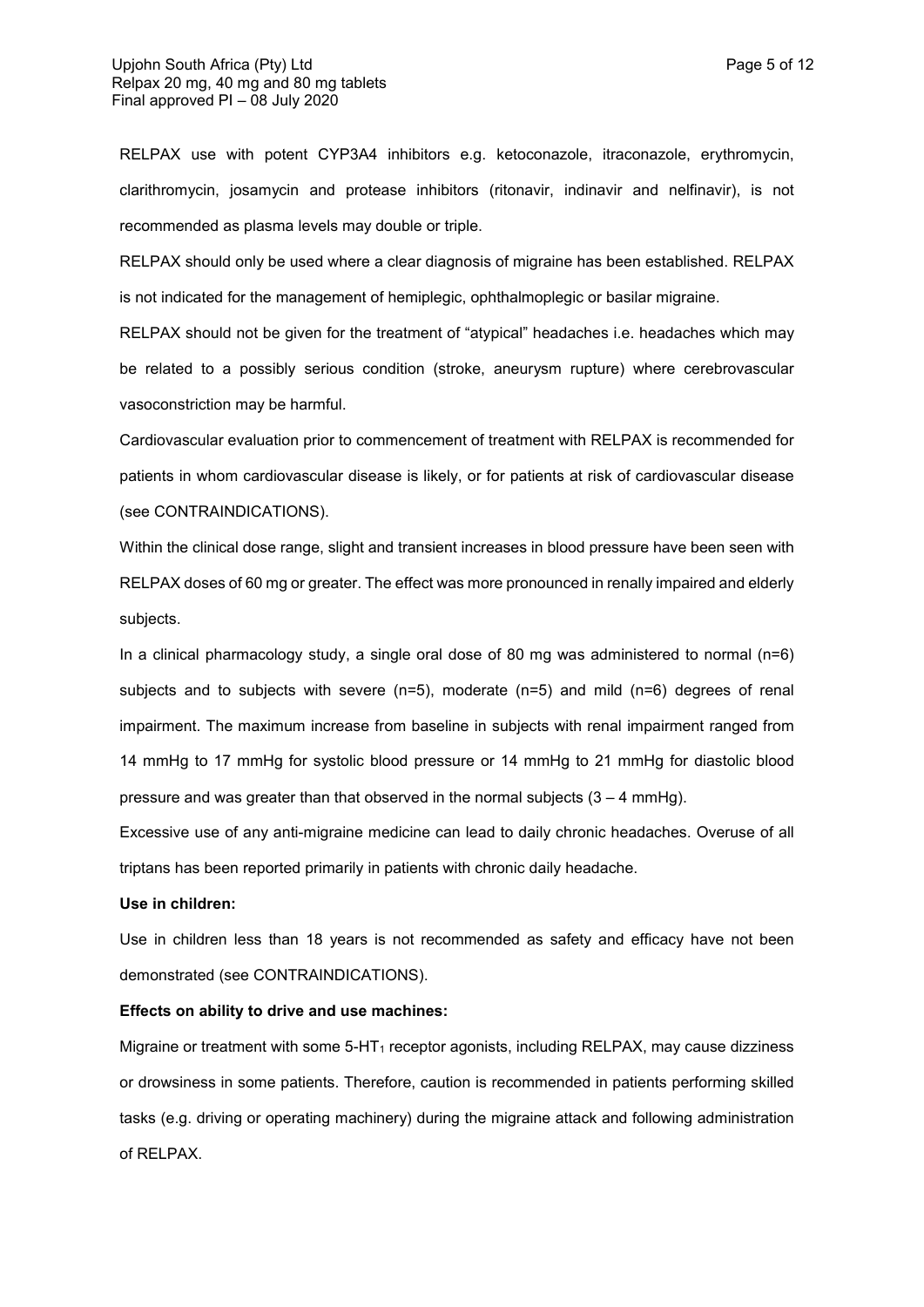RELPAX use with potent CYP3A4 inhibitors e.g. ketoconazole, itraconazole, erythromycin, clarithromycin, josamycin and protease inhibitors (ritonavir, indinavir and nelfinavir), is not recommended as plasma levels may double or triple.

RELPAX should only be used where a clear diagnosis of migraine has been established. RELPAX is not indicated for the management of hemiplegic, ophthalmoplegic or basilar migraine.

RELPAX should not be given for the treatment of "atypical" headaches i.e. headaches which may be related to a possibly serious condition (stroke, aneurysm rupture) where cerebrovascular vasoconstriction may be harmful.

Cardiovascular evaluation prior to commencement of treatment with RELPAX is recommended for patients in whom cardiovascular disease is likely, or for patients at risk of cardiovascular disease (see CONTRAINDICATIONS).

Within the clinical dose range, slight and transient increases in blood pressure have been seen with RELPAX doses of 60 mg or greater. The effect was more pronounced in renally impaired and elderly subjects.

In a clinical pharmacology study, a single oral dose of 80 mg was administered to normal (n=6) subjects and to subjects with severe (n=5), moderate (n=5) and mild (n=6) degrees of renal impairment. The maximum increase from baseline in subjects with renal impairment ranged from 14 mmHg to 17 mmHg for systolic blood pressure or 14 mmHg to 21 mmHg for diastolic blood pressure and was greater than that observed in the normal subjects (3 – 4 mmHg).

Excessive use of any anti-migraine medicine can lead to daily chronic headaches. Overuse of all triptans has been reported primarily in patients with chronic daily headache.

**Use in children:**

Use in children less than 18 years is not recommended as safety and efficacy have not been demonstrated (see CONTRAINDICATIONS).

**Effects on ability to drive and use machines:**

Migraine or treatment with some 5-$HT_1$ receptor agonists, including RELPAX, may cause dizziness or drowsiness in some patients. Therefore, caution is recommended in patients performing skilled tasks (e.g. driving or operating machinery) during the migraine attack and following administration of RELPAX.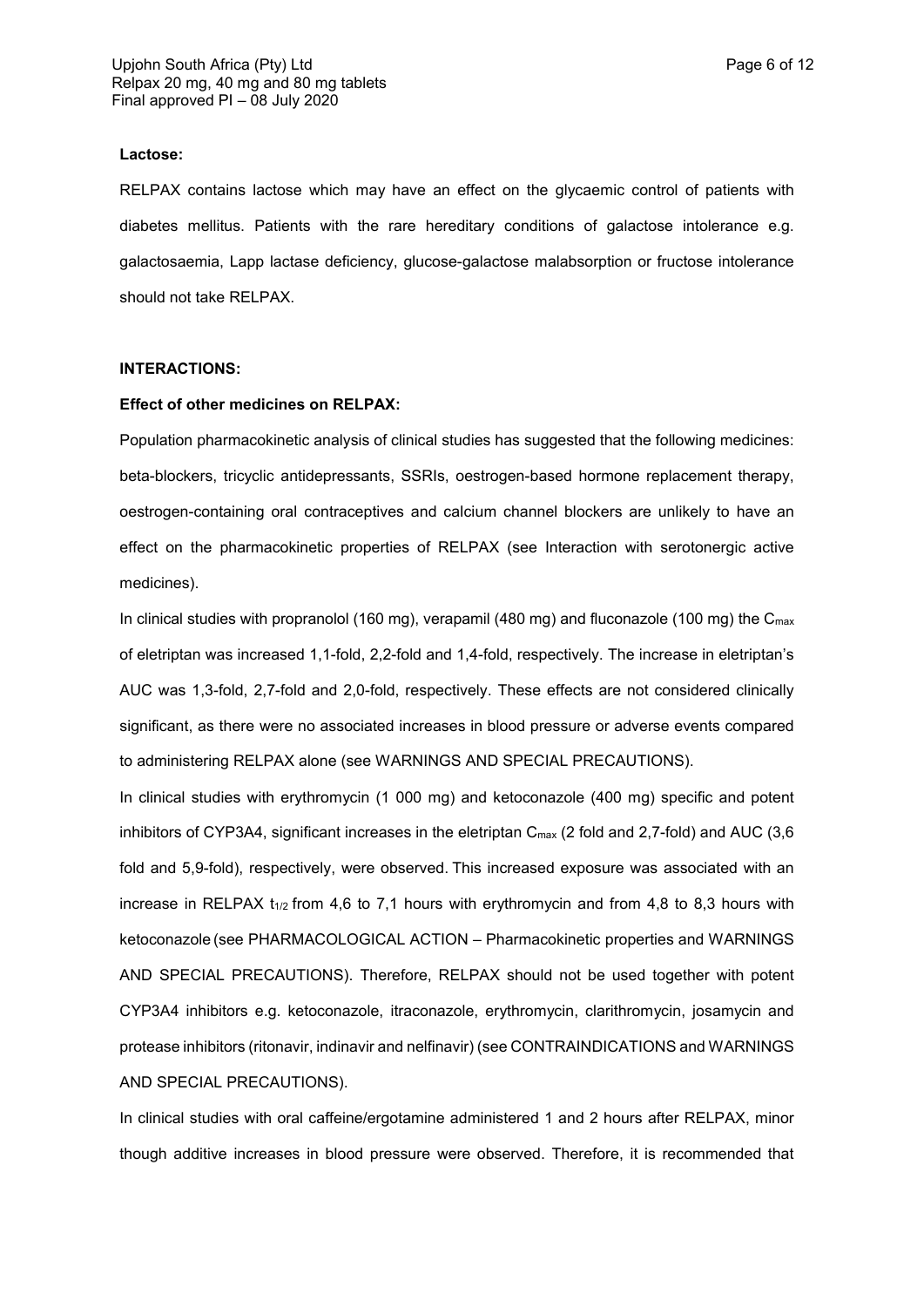**Lactose:**

RELPAX contains lactose which may have an effect on the glycaemic control of patients with diabetes mellitus. Patients with the rare hereditary conditions of galactose intolerance e.g. galactosaemia, Lapp lactase deficiency, glucose-galactose malabsorption or fructose intolerance should not take RELPAX.

**INTERACTIONS:**

**Effect of other medicines on RELPAX:**

Population pharmacokinetic analysis of clinical studies has suggested that the following medicines: beta-blockers, tricyclic antidepressants, SSRIs, oestrogen-based hormone replacement therapy, oestrogen-containing oral contraceptives and calcium channel blockers are unlikely to have an effect on the pharmacokinetic properties of RELPAX (see Interaction with serotonergic active medicines).

In clinical studies with propranolol (160 mg), verapamil (480 mg) and fluconazole (100 mg) the $C_{max}$ of eletriptan was increased 1,1-fold, 2,2-fold and 1,4-fold, respectively. The increase in eletriptan's AUC was 1,3-fold, 2,7-fold and 2,0-fold, respectively. These effects are not considered clinically significant, as there were no associated increases in blood pressure or adverse events compared to administering RELPAX alone (see WARNINGS AND SPECIAL PRECAUTIONS).

In clinical studies with erythromycin (1 000 mg) and ketoconazole (400 mg) specific and potent inhibitors of CYP3A4, significant increases in the eletriptan $C_{max}$ (2 fold and 2,7-fold) and AUC (3,6 fold and 5,9-fold), respectively, were observed. This increased exposure was associated with an increase in RELPAX $t_{1/2}$ from 4,6 to 7,1 hours with erythromycin and from 4,8 to 8,3 hours with ketoconazole (see PHARMACOLOGICAL ACTION – Pharmacokinetic properties and WARNINGS AND SPECIAL PRECAUTIONS). Therefore, RELPAX should not be used together with potent CYP3A4 inhibitors e.g. ketoconazole, itraconazole, erythromycin, clarithromycin, josamycin and protease inhibitors (ritonavir, indinavir and nelfinavir) (see CONTRAINDICATIONS and WARNINGS AND SPECIAL PRECAUTIONS).

In clinical studies with oral caffeine/ergotamine administered 1 and 2 hours after RELPAX, minor though additive increases in blood pressure were observed. Therefore, it is recommended that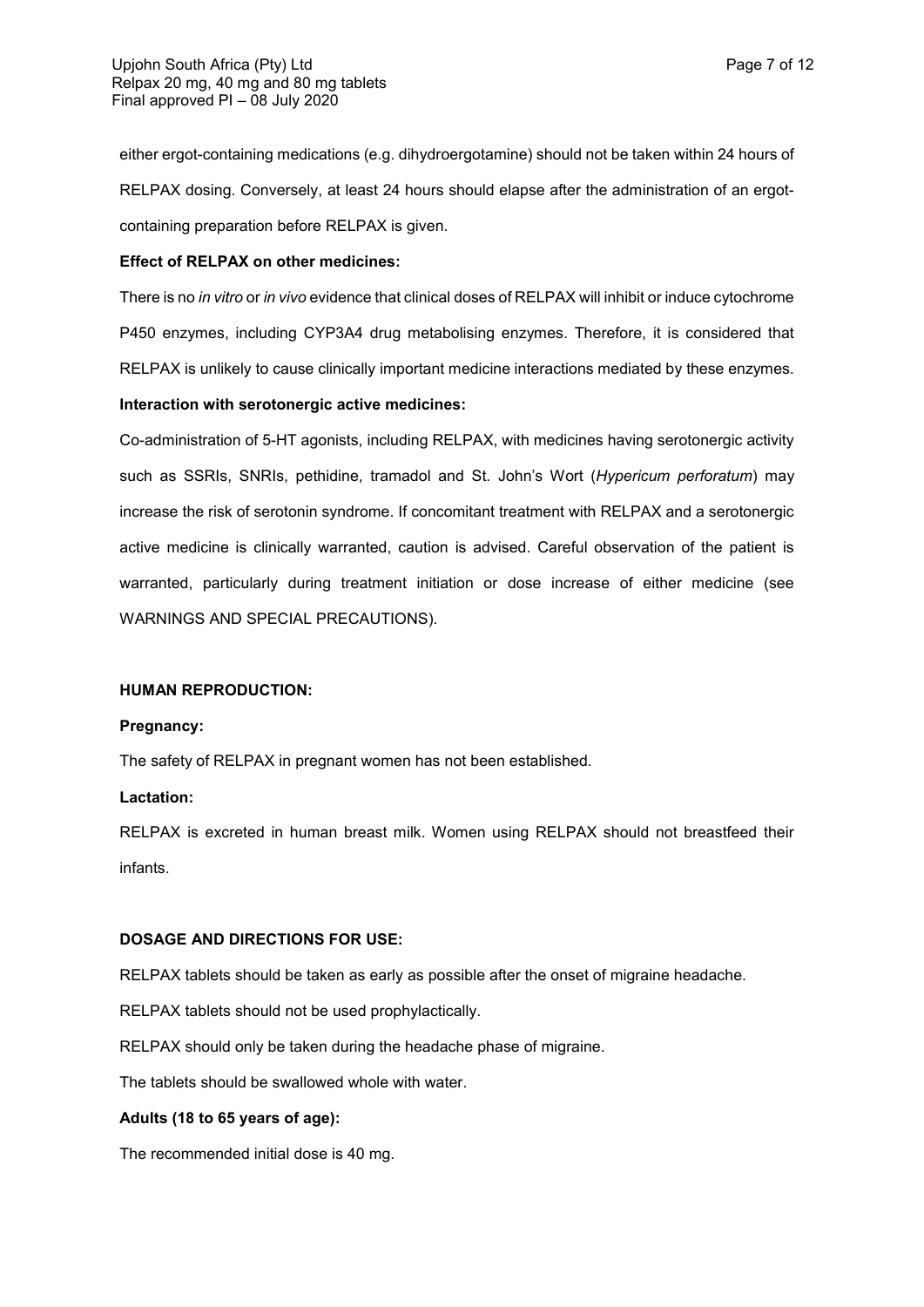either ergot-containing medications (e.g. dihydroergotamine) should not be taken within 24 hours of RELPAX dosing. Conversely, at least 24 hours should elapse after the administration of an ergot-containing preparation before RELPAX is given.

**Effect of RELPAX on other medicines:**

There is no *in vitro* or *in vivo* evidence that clinical doses of RELPAX will inhibit or induce cytochrome P450 enzymes, including CYP3A4 drug metabolising enzymes. Therefore, it is considered that RELPAX is unlikely to cause clinically important medicine interactions mediated by these enzymes.

**Interaction with serotonergic active medicines:**

Co-administration of 5-HT agonists, including RELPAX, with medicines having serotonergic activity such as SSRIs, SNRIs, pethidine, tramadol and St. John's Wort (*Hypericum perforatum*) may increase the risk of serotonin syndrome. If concomitant treatment with RELPAX and a serotonergic active medicine is clinically warranted, caution is advised. Careful observation of the patient is warranted, particularly during treatment initiation or dose increase of either medicine (see WARNINGS AND SPECIAL PRECAUTIONS).

**HUMAN REPRODUCTION:**

**Pregnancy:**

The safety of RELPAX in pregnant women has not been established.

**Lactation:**

RELPAX is excreted in human breast milk. Women using RELPAX should not breastfeed their infants.

**DOSAGE AND DIRECTIONS FOR USE:**

RELPAX tablets should be taken as early as possible after the onset of migraine headache.

RELPAX tablets should not be used prophylactically.

RELPAX should only be taken during the headache phase of migraine.

The tablets should be swallowed whole with water.

**Adults (18 to 65 years of age):**

The recommended initial dose is 40 mg.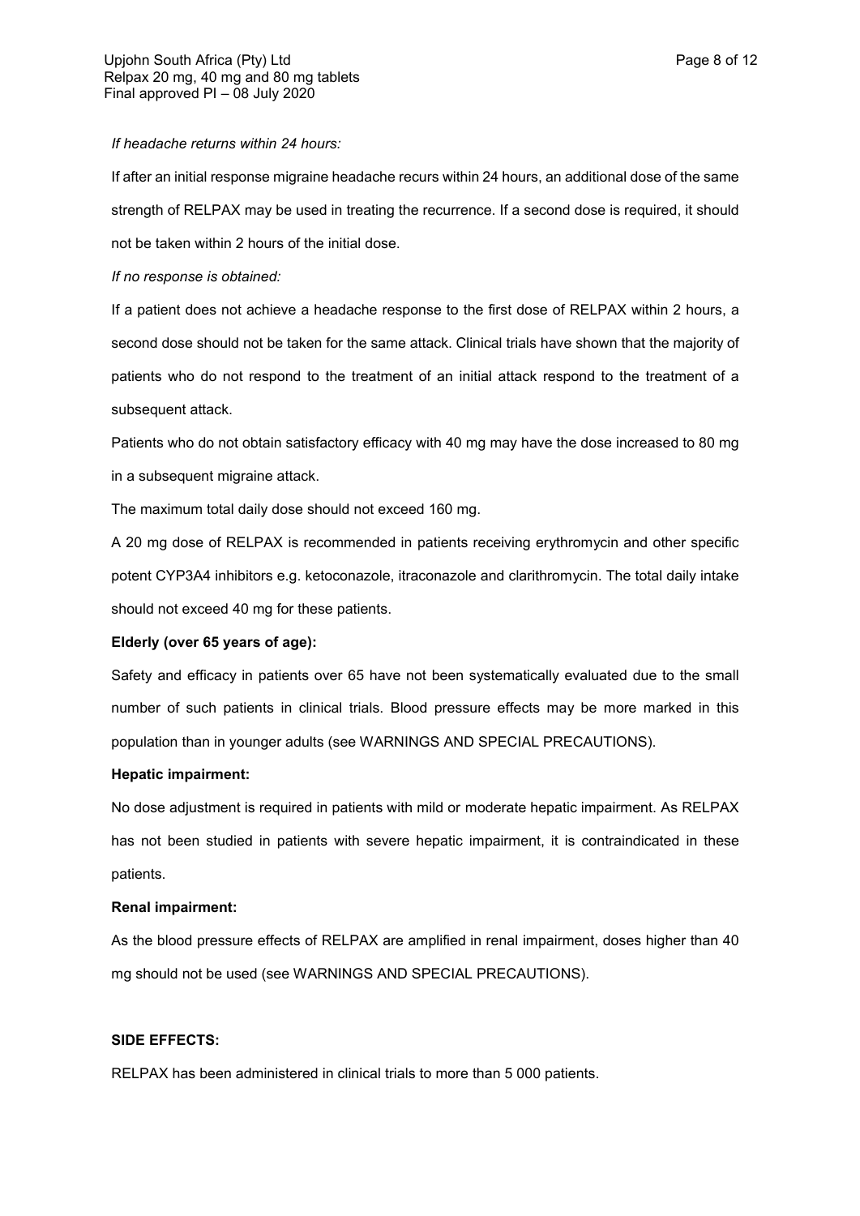*If headache returns within 24 hours:*

If after an initial response migraine headache recurs within 24 hours, an additional dose of the same strength of RELPAX may be used in treating the recurrence. If a second dose is required, it should not be taken within 2 hours of the initial dose.

*If no response is obtained:*

If a patient does not achieve a headache response to the first dose of RELPAX within 2 hours, a second dose should not be taken for the same attack. Clinical trials have shown that the majority of patients who do not respond to the treatment of an initial attack respond to the treatment of a subsequent attack.

Patients who do not obtain satisfactory efficacy with 40 mg may have the dose increased to 80 mg in a subsequent migraine attack.

The maximum total daily dose should not exceed 160 mg.

A 20 mg dose of RELPAX is recommended in patients receiving erythromycin and other specific potent CYP3A4 inhibitors e.g. ketoconazole, itraconazole and clarithromycin. The total daily intake should not exceed 40 mg for these patients.

**Elderly (over 65 years of age):**

Safety and efficacy in patients over 65 have not been systematically evaluated due to the small number of such patients in clinical trials. Blood pressure effects may be more marked in this population than in younger adults (see WARNINGS AND SPECIAL PRECAUTIONS).

**Hepatic impairment:**

No dose adjustment is required in patients with mild or moderate hepatic impairment. As RELPAX has not been studied in patients with severe hepatic impairment, it is contraindicated in these patients.

**Renal impairment:**

As the blood pressure effects of RELPAX are amplified in renal impairment, doses higher than 40 mg should not be used (see WARNINGS AND SPECIAL PRECAUTIONS).

## SIDE EFFECTS:

RELPAX has been administered in clinical trials to more than 5 000 patients.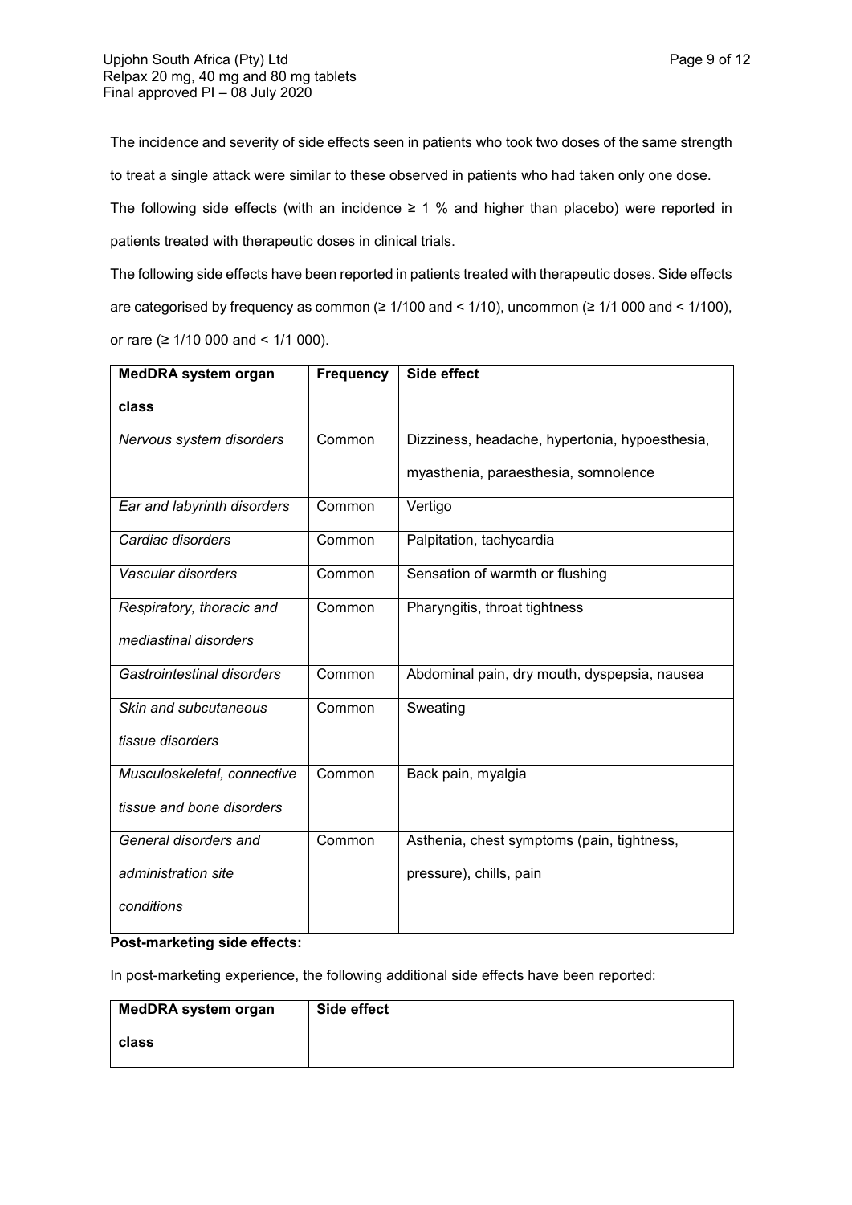The incidence and severity of side effects seen in patients who took two doses of the same strength to treat a single attack were similar to these observed in patients who had taken only one dose.

The following side effects (with an incidence ≥ 1 % and higher than placebo) were reported in patients treated with therapeutic doses in clinical trials.

The following side effects have been reported in patients treated with therapeutic doses. Side effects are categorised by frequency as common (≥ 1/100 and < 1/10), uncommon (≥ 1/1 000 and < 1/100), or rare (≥ 1/10 000 and < 1/1 000).

| **MedDRA system organ class** | **Frequency** | **Side effect** |
|---|---|---|
| *Nervous system disorders* | Common | Dizziness, headache, hypertonia, hypoesthesia, myasthenia, paraesthesia, somnolence |
| *Ear and labyrinth disorders* | Common | Vertigo |
| *Cardiac disorders* | Common | Palpitation, tachycardia |
| *Vascular disorders* | Common | Sensation of warmth or flushing |
| *Respiratory, thoracic and mediastinal disorders* | Common | Pharyngitis, throat tightness |
| *Gastrointestinal disorders* | Common | Abdominal pain, dry mouth, dyspepsia, nausea |
| *Skin and subcutaneous tissue disorders* | Common | Sweating |
| *Musculoskeletal, connective tissue and bone disorders* | Common | Back pain, myalgia |
| *General disorders and administration site conditions* | Common | Asthenia, chest symptoms (pain, tightness, pressure), chills, pain |

**Post-marketing side effects:**

In post-marketing experience, the following additional side effects have been reported:

| **MedDRA system organ class** | **Side effect** |
|---|---|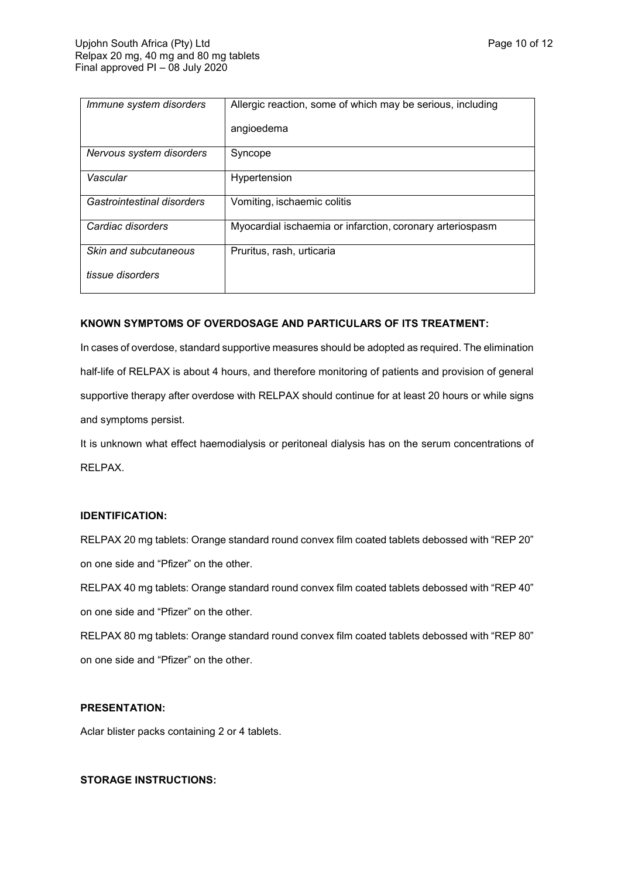| *Immune system disorders* | Allergic reaction, some of which may be serious, including angioedema |
|---|---|
| *Nervous system disorders* | Syncope |
| *Vascular* | Hypertension |
| *Gastrointestinal disorders* | Vomiting, ischaemic colitis |
| *Cardiac disorders* | Myocardial ischaemia or infarction, coronary arteriospasm |
| *Skin and subcutaneous tissue disorders* | Pruritus, rash, urticaria |

**KNOWN SYMPTOMS OF OVERDOSAGE AND PARTICULARS OF ITS TREATMENT:**

In cases of overdose, standard supportive measures should be adopted as required. The elimination half-life of RELPAX is about 4 hours, and therefore monitoring of patients and provision of general supportive therapy after overdose with RELPAX should continue for at least 20 hours or while signs and symptoms persist.

It is unknown what effect haemodialysis or peritoneal dialysis has on the serum concentrations of RELPAX.

**IDENTIFICATION:**

RELPAX 20 mg tablets: Orange standard round convex film coated tablets debossed with "REP 20" on one side and "Pfizer" on the other.

RELPAX 40 mg tablets: Orange standard round convex film coated tablets debossed with "REP 40" on one side and "Pfizer" on the other.

RELPAX 80 mg tablets: Orange standard round convex film coated tablets debossed with "REP 80" on one side and "Pfizer" on the other.

**PRESENTATION:**

Aclar blister packs containing 2 or 4 tablets.

**STORAGE INSTRUCTIONS:**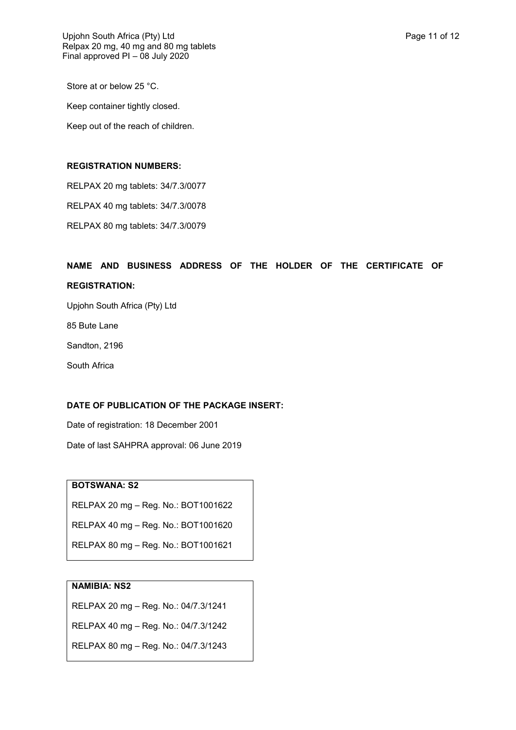Store at or below 25 °C.

Keep container tightly closed.

Keep out of the reach of children.

**REGISTRATION NUMBERS:**

RELPAX 20 mg tablets: 34/7.3/0077

RELPAX 40 mg tablets: 34/7.3/0078

RELPAX 80 mg tablets: 34/7.3/0079

**NAME AND BUSINESS ADDRESS OF THE HOLDER OF THE CERTIFICATE OF REGISTRATION:**

Upjohn South Africa (Pty) Ltd

85 Bute Lane

Sandton, 2196

South Africa

**DATE OF PUBLICATION OF THE PACKAGE INSERT:**

Date of registration: 18 December 2001

Date of last SAHPRA approval: 06 June 2019

**BOTSWANA: S2**

RELPAX 20 mg – Reg. No.: BOT1001622

RELPAX 40 mg – Reg. No.: BOT1001620

RELPAX 80 mg – Reg. No.: BOT1001621

**NAMIBIA: NS2**

RELPAX 20 mg – Reg. No.: 04/7.3/1241

RELPAX 40 mg – Reg. No.: 04/7.3/1242

RELPAX 80 mg – Reg. No.: 04/7.3/1243